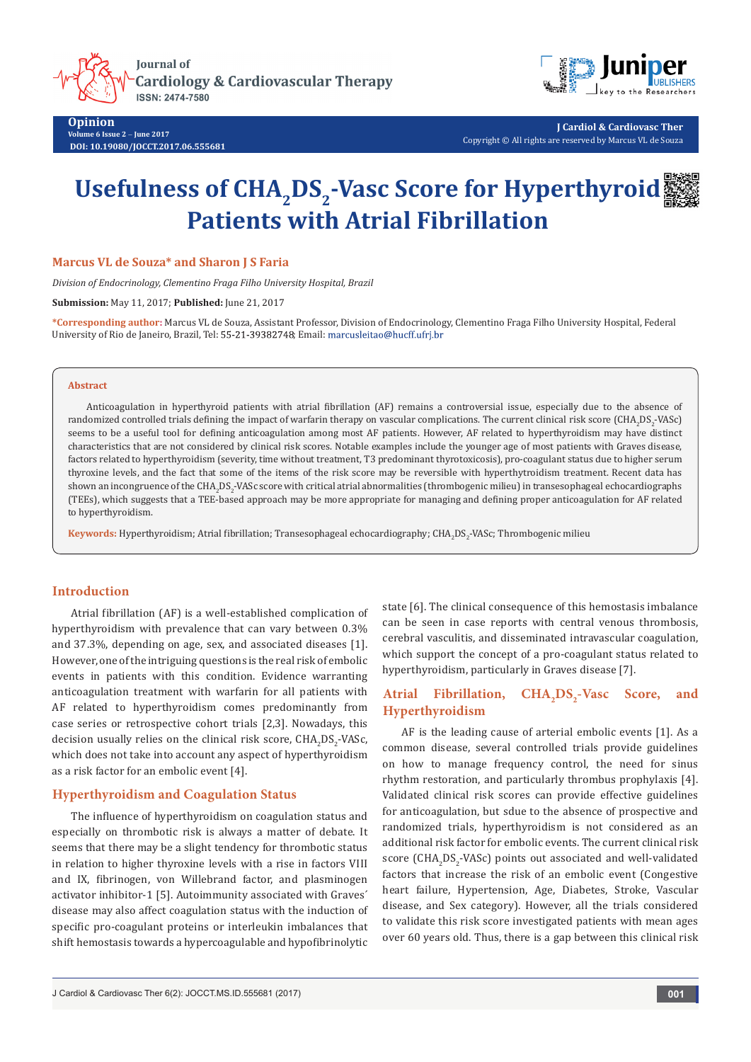# Usefulness of $CHA_2DS_2$-Vasc Score for Hyperthyroid Patients with Atrial Fibrillation

**Marcus VL de Souza* and Sharon J S Faria**

*Division of Endocrinology, Clementino Fraga Filho University Hospital, Brazil*

**Submission:** May 11, 2017; **Published:** June 21, 2017

***Corresponding author:** Marcus VL de Souza, Assistant Professor, Division of Endocrinology, Clementino Fraga Filho University Hospital, Federal University of Rio de Janeiro, Brazil, Tel: 55-21-39382748; Email: marcusleitao@hucff.ufrj.br

## Abstract

Anticoagulation in hyperthyroid patients with atrial fibrillation (AF) remains a controversial issue, especially due to the absence of randomized controlled trials defining the impact of warfarin therapy on vascular complications. The current clinical risk score ($CHA_2DS_2$-VASc) seems to be a useful tool for defining anticoagulation among most AF patients. However, AF related to hyperthyroidism may have distinct characteristics that are not considered by clinical risk scores. Notable examples include the younger age of most patients with Graves disease, factors related to hyperthyroidism (severity, time without treatment, T3 predominant thyrotoxicosis), pro-coagulant status due to higher serum thyroxine levels, and the fact that some of the items of the risk score may be reversible with hyperthytroidism treatment. Recent data has shown an incongruence of the $CHA_2DS_2$-VASc score with critical atrial abnormalities (thrombogenic milieu) in transesophageal echocardiographs (TEEs), which suggests that a TEE-based approach may be more appropriate for managing and defining proper anticoagulation for AF related to hyperthyroidism.

**Keywords:** Hyperthyroidism; Atrial fibrillation; Transesophageal echocardiography; $CHA_2DS_2$-VASc; Thrombogenic milieu

## Introduction

Atrial fibrillation (AF) is a well-established complication of hyperthyroidism with prevalence that can vary between 0.3% and 37.3%, depending on age, sex, and associated diseases [1]. However, one of the intriguing questions is the real risk of embolic events in patients with this condition. Evidence warranting anticoagulation treatment with warfarin for all patients with AF related to hyperthyroidism comes predominantly from case series or retrospective cohort trials [2,3]. Nowadays, this decision usually relies on the clinical risk score, $CHA_2DS_2$-VASc, which does not take into account any aspect of hyperthyroidism as a risk factor for an embolic event [4].

## Hyperthyroidism and Coagulation Status

The influence of hyperthyroidism on coagulation status and especially on thrombotic risk is always a matter of debate. It seems that there may be a slight tendency for thrombotic status in relation to higher thyroxine levels with a rise in factors VIII and IX, fibrinogen, von Willebrand factor, and plasminogen activator inhibitor-1 [5]. Autoimmunity associated with Graves´ disease may also affect coagulation status with the induction of specific pro-coagulant proteins or interleukin imbalances that shift hemostasis towards a hypercoagulable and hypofibrinolytic state [6]. The clinical consequence of this hemostasis imbalance can be seen in case reports with central venous thrombosis, cerebral vasculitis, and disseminated intravascular coagulation, which support the concept of a pro-coagulant status related to hyperthyroidism, particularly in Graves disease [7].

## Atrial Fibrillation, $CHA_2DS_2$-Vasc Score, and Hyperthyroidism

AF is the leading cause of arterial embolic events [1]. As a common disease, several controlled trials provide guidelines on how to manage frequency control, the need for sinus rhythm restoration, and particularly thrombus prophylaxis [4]. Validated clinical risk scores can provide effective guidelines for anticoagulation, but sdue to the absence of prospective and randomized trials, hyperthyroidism is not considered as an additional risk factor for embolic events. The current clinical risk score ($CHA_2DS_2$-VASc) points out associated and well-validated factors that increase the risk of an embolic event (Congestive heart failure, Hypertension, Age, Diabetes, Stroke, Vascular disease, and Sex category). However, all the trials considered to validate this risk score investigated patients with mean ages over 60 years old. Thus, there is a gap between this clinical risk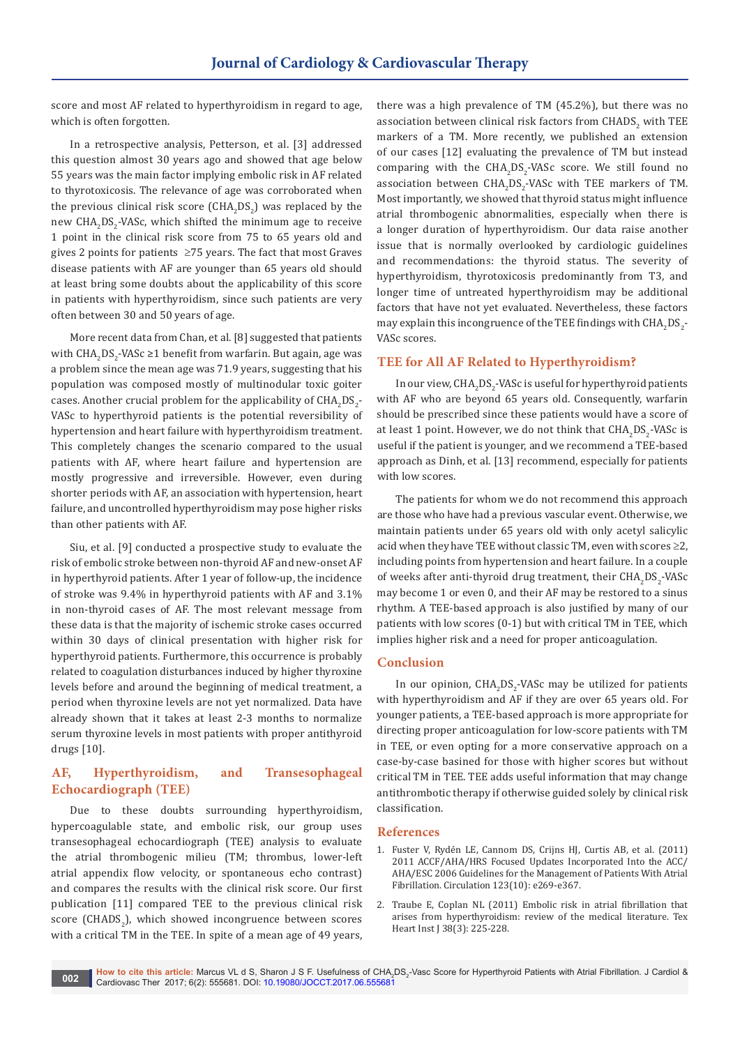score and most AF related to hyperthyroidism in regard to age, which is often forgotten.

In a retrospective analysis, Petterson, et al. [3] addressed this question almost 30 years ago and showed that age below 55 years was the main factor implying embolic risk in AF related to thyrotoxicosis. The relevance of age was corroborated when the previous clinical risk score ($CHA_2DS_2$) was replaced by the new $CHA_2DS_2$-VASc, which shifted the minimum age to receive 1 point in the clinical risk score from 75 to 65 years old and gives 2 points for patients ≥75 years. The fact that most Graves disease patients with AF are younger than 65 years old should at least bring some doubts about the applicability of this score in patients with hyperthyroidism, since such patients are very often between 30 and 50 years of age.

More recent data from Chan, et al. [8] suggested that patients with $CHA_2DS_2$-VASc ≥1 benefit from warfarin. But again, age was a problem since the mean age was 71.9 years, suggesting that his population was composed mostly of multinodular toxic goiter cases. Another crucial problem for the applicability of $CHA_2DS_2$-VASc to hyperthyroid patients is the potential reversibility of hypertension and heart failure with hyperthyroidism treatment. This completely changes the scenario compared to the usual patients with AF, where heart failure and hypertension are mostly progressive and irreversible. However, even during shorter periods with AF, an association with hypertension, heart failure, and uncontrolled hyperthyroidism may pose higher risks than other patients with AF.

Siu, et al. [9] conducted a prospective study to evaluate the risk of embolic stroke between non-thyroid AF and new-onset AF in hyperthyroid patients. After 1 year of follow-up, the incidence of stroke was 9.4% in hyperthyroid patients with AF and 3.1% in non-thyroid cases of AF. The most relevant message from these data is that the majority of ischemic stroke cases occurred within 30 days of clinical presentation with higher risk for hyperthyroid patients. Furthermore, this occurrence is probably related to coagulation disturbances induced by higher thyroxine levels before and around the beginning of medical treatment, a period when thyroxine levels are not yet normalized. Data have already shown that it takes at least 2-3 months to normalize serum thyroxine levels in most patients with proper antithyroid drugs [10].

## AF, Hyperthyroidism, and Transesophageal Echocardiograph (TEE)

Due to these doubts surrounding hyperthyroidism, hypercoagulable state, and embolic risk, our group uses transesophageal echocardiograph (TEE) analysis to evaluate the atrial thrombogenic milieu (TM; thrombus, lower-left atrial appendix flow velocity, or spontaneous echo contrast) and compares the results with the clinical risk score. Our first publication [11] compared TEE to the previous clinical risk score ($CHADS_2$), which showed incongruence between scores with a critical TM in the TEE. In spite of a mean age of 49 years, there was a high prevalence of TM (45.2%), but there was no association between clinical risk factors from $CHADS_2$ with TEE markers of a TM. More recently, we published an extension of our cases [12] evaluating the prevalence of TM but instead comparing with the $CHA_2DS_2$-VASc score. We still found no association between $CHA_2DS_2$-VASc with TEE markers of TM. Most importantly, we showed that thyroid status might influence atrial thrombogenic abnormalities, especially when there is a longer duration of hyperthyroidism. Our data raise another issue that is normally overlooked by cardiologic guidelines and recommendations: the thyroid status. The severity of hyperthyroidism, thyrotoxicosis predominantly from T3, and longer time of untreated hyperthyroidism may be additional factors that have not yet evaluated. Nevertheless, these factors may explain this incongruence of the TEE findings with $CHA_2DS_2$-VASc scores.

## TEE for All AF Related to Hyperthyroidism?

In our view, $CHA_2DS_2$-VASc is useful for hyperthyroid patients with AF who are beyond 65 years old. Consequently, warfarin should be prescribed since these patients would have a score of at least 1 point. However, we do not think that $CHA_2DS_2$-VASc is useful if the patient is younger, and we recommend a TEE-based approach as Dinh, et al. [13] recommend, especially for patients with low scores.

The patients for whom we do not recommend this approach are those who have had a previous vascular event. Otherwise, we maintain patients under 65 years old with only acetyl salicylic acid when they have TEE without classic TM, even with scores ≥2, including points from hypertension and heart failure. In a couple of weeks after anti-thyroid drug treatment, their $CHA_2DS_2$-VASc may become 1 or even 0, and their AF may be restored to a sinus rhythm. A TEE-based approach is also justified by many of our patients with low scores (0-1) but with critical TM in TEE, which implies higher risk and a need for proper anticoagulation.

## Conclusion

In our opinion, $CHA_2DS_2$-VASc may be utilized for patients with hyperthyroidism and AF if they are over 65 years old. For younger patients, a TEE-based approach is more appropriate for directing proper anticoagulation for low-score patients with TM in TEE, or even opting for a more conservative approach on a case-by-case basined for those with higher scores but without critical TM in TEE. TEE adds useful information that may change antithrombotic therapy if otherwise guided solely by clinical risk classification.

## References

1. Fuster V, Rydén LE, Cannom DS, Crijns HJ, Curtis AB, et al. (2011) 2011 ACCF/AHA/HRS Focused Updates Incorporated Into the ACC/AHA/ESC 2006 Guidelines for the Management of Patients With Atrial Fibrillation. Circulation 123(10): e269-e367.
2. Traube E, Coplan NL (2011) Embolic risk in atrial fibrillation that arises from hyperthyroidism: review of the medical literature. Tex Heart Inst J 38(3): 225-228.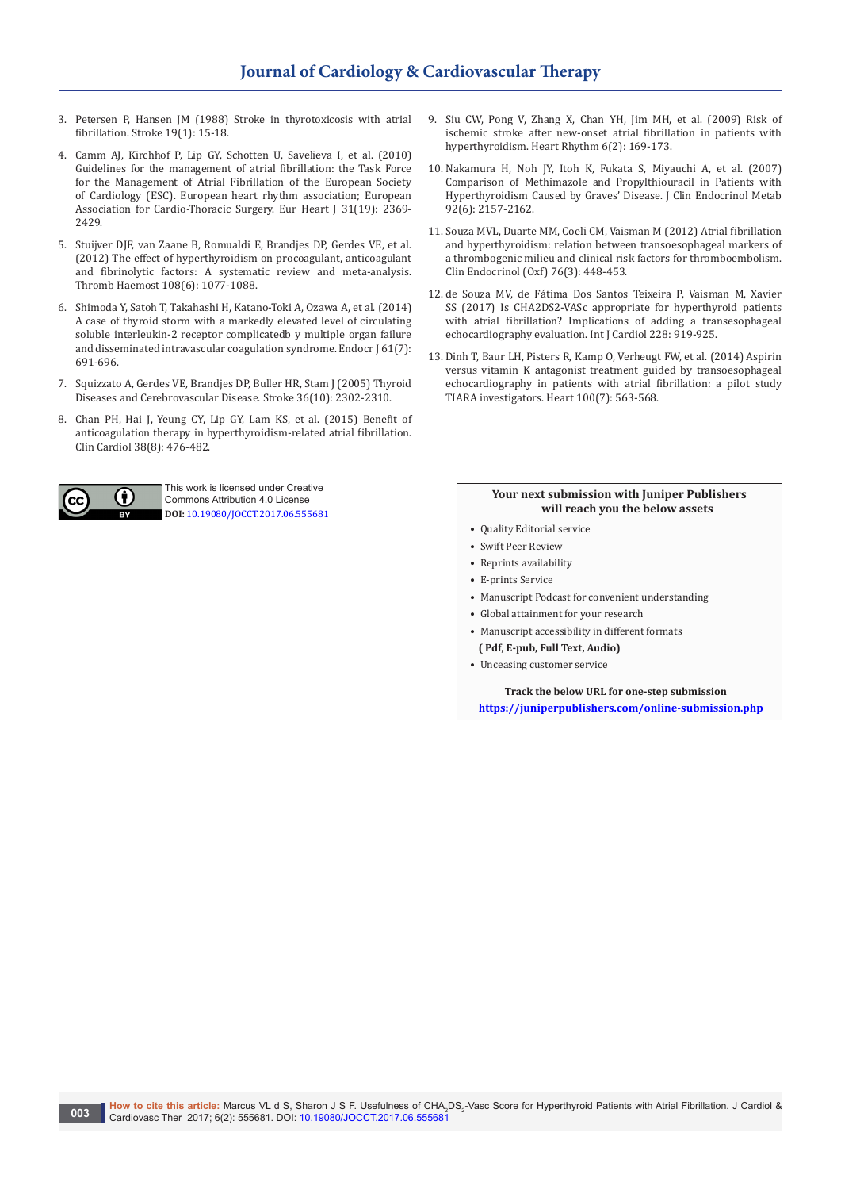3. Petersen P, Hansen JM (1988) Stroke in thyrotoxicosis with atrial fibrillation. Stroke 19(1): 15-18.
4. Camm AJ, Kirchhof P, Lip GY, Schotten U, Savelieva I, et al. (2010) Guidelines for the management of atrial fibrillation: the Task Force for the Management of Atrial Fibrillation of the European Society of Cardiology (ESC). European heart rhythm association; European Association for Cardio-Thoracic Surgery. Eur Heart J 31(19): 2369-2429.
5. Stuijver DJF, van Zaane B, Romualdi E, Brandjes DP, Gerdes VE, et al. (2012) The effect of hyperthyroidism on procoagulant, anticoagulant and fibrinolytic factors: A systematic review and meta-analysis. Thromb Haemost 108(6): 1077-1088.
6. Shimoda Y, Satoh T, Takahashi H, Katano-Toki A, Ozawa A, et al. (2014) A case of thyroid storm with a markedly elevated level of circulating soluble interleukin-2 receptor complicatedb y multiple organ failure and disseminated intravascular coagulation syndrome. Endocr J 61(7): 691-696.
7. Squizzato A, Gerdes VE, Brandjes DP, Buller HR, Stam J (2005) Thyroid Diseases and Cerebrovascular Disease. Stroke 36(10): 2302-2310.
8. Chan PH, Hai J, Yeung CY, Lip GY, Lam KS, et al. (2015) Benefit of anticoagulation therapy in hyperthyroidism-related atrial fibrillation. Clin Cardiol 38(8): 476-482.
9. Siu CW, Pong V, Zhang X, Chan YH, Jim MH, et al. (2009) Risk of ischemic stroke after new-onset atrial fibrillation in patients with hyperthyroidism. Heart Rhythm 6(2): 169-173.
10. Nakamura H, Noh JY, Itoh K, Fukata S, Miyauchi A, et al. (2007) Comparison of Methimazole and Propylthiouracil in Patients with Hyperthyroidism Caused by Graves' Disease. J Clin Endocrinol Metab 92(6): 2157-2162.
11. Souza MVL, Duarte MM, Coeli CM, Vaisman M (2012) Atrial fibrillation and hyperthyroidism: relation between transoesophageal markers of a thrombogenic milieu and clinical risk factors for thromboembolism. Clin Endocrinol (Oxf) 76(3): 448-453.
12. de Souza MV, de Fátima Dos Santos Teixeira P, Vaisman M, Xavier SS (2017) Is CHA2DS2-VASc appropriate for hyperthyroid patients with atrial fibrillation? Implications of adding a transesophageal echocardiography evaluation. Int J Cardiol 228: 919-925.
13. Dinh T, Baur LH, Pisters R, Kamp O, Verheugt FW, et al. (2014) Aspirin versus vitamin K antagonist treatment guided by transoesophageal echocardiography in patients with atrial fibrillation: a pilot study TIARA investigators. Heart 100(7): 563-568.

This work is licensed under Creative Commons Attribution 4.0 License
**DOI:** 10.19080/JOCCT.2017.06.555681

**Your next submission with Juniper Publishers will reach you the below assets**

- Quality Editorial service
- Swift Peer Review
- Reprints availability
- E-prints Service
- Manuscript Podcast for convenient understanding
- Global attainment for your research
- Manuscript accessibility in different formats
  **( Pdf, E-pub, Full Text, Audio)**
- Unceasing customer service

**Track the below URL for one-step submission**
**https://juniperpublishers.com/online-submission.php**

**How to cite this article:** Marcus VL d S, Sharon J S F. Usefulness of $CHA_2DS_2$-Vasc Score for Hyperthyroid Patients with Atrial Fibrillation. J Cardiol & Cardiovasc Ther 2017; 6(2): 555681. DOI: 10.19080/JOCCT.2017.06.555681